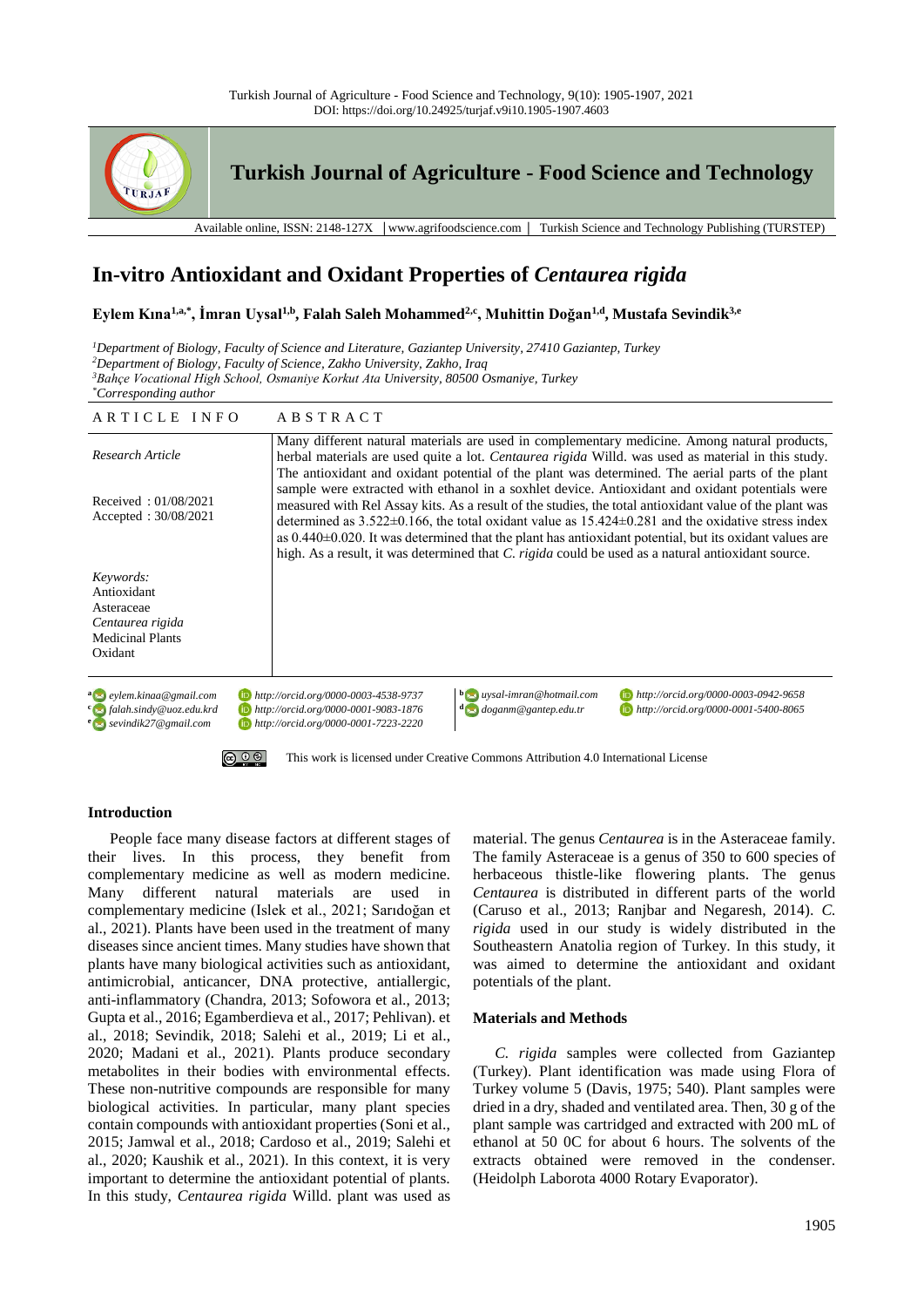# In-vitro Antioxidant and Oxidant Properties of *Centaurea rigida*

**Eylem Kına[1,a,*], İmran Uysal[1,b], Falah Saleh Mohammed[2,c], Muhittin Doğan[1,d], Mustafa Sevindik[3,e]**

[1]*Department of Biology, Faculty of Science and Literature, Gaziantep University, 27410 Gaziantep, Turkey*
[2]*Department of Biology, Faculty of Science, Zakho University, Zakho, Iraq*
[3]*Bahçe Vocational High School, Osmaniye Korkut Ata University, 80500 Osmaniye, Turkey*
[*]*Corresponding author*

## ARTICLE INFO

*Research Article*

Received : 01/08/2021
Accepted : 30/08/2021

*Keywords:*
Antioxidant
Asteraceae
*Centaurea rigida*
Medicinal Plants
Oxidant

## ABSTRACT

Many different natural materials are used in complementary medicine. Among natural products, herbal materials are used quite a lot. *Centaurea rigida* Willd. was used as material in this study. The antioxidant and oxidant potential of the plant was determined. The aerial parts of the plant sample were extracted with ethanol in a soxhlet device. Antioxidant and oxidant potentials were measured with Rel Assay kits. As a result of the studies, the total antioxidant value of the plant was determined as 3.522±0.166, the total oxidant value as 15.424±0.281 and the oxidative stress index as 0.440±0.020. It was determined that the plant has antioxidant potential, but its oxidant values are high. As a result, it was determined that *C. rigida* could be used as a natural antioxidant source.

[a] eylem.kinaa@gmail.com http://orcid.org/0000-0003-4538-9737
[b] uysal-imran@hotmail.com http://orcid.org/0000-0003-0942-9658
[c] falah.sindy@uoz.edu.krd http://orcid.org/0000-0001-9083-1876
[d] doganm@gantep.edu.tr http://orcid.org/0000-0001-5400-8065
[e] sevindik27@gmail.com http://orcid.org/0000-0001-7223-2220

This work is licensed under Creative Commons Attribution 4.0 International License

## Introduction

People face many disease factors at different stages of their lives. In this process, they benefit from complementary medicine as well as modern medicine. Many different natural materials are used in complementary medicine (Islek et al., 2021; Sarıdoğan et al., 2021). Plants have been used in the treatment of many diseases since ancient times. Many studies have shown that plants have many biological activities such as antioxidant, antimicrobial, anticancer, DNA protective, antiallergic, anti-inflammatory (Chandra, 2013; Sofowora et al., 2013; Gupta et al., 2016; Egamberdieva et al., 2017; Pehlivan). et al., 2018; Sevindik, 2018; Salehi et al., 2019; Li et al., 2020; Madani et al., 2021). Plants produce secondary metabolites in their bodies with environmental effects. These non-nutritive compounds are responsible for many biological activities. In particular, many plant species contain compounds with antioxidant properties (Soni et al., 2015; Jamwal et al., 2018; Cardoso et al., 2019; Salehi et al., 2020; Kaushik et al., 2021). In this context, it is very important to determine the antioxidant potential of plants. In this study, *Centaurea rigida* Willd. plant was used as material. The genus *Centaurea* is in the Asteraceae family. The family Asteraceae is a genus of 350 to 600 species of herbaceous thistle-like flowering plants. The genus *Centaurea* is distributed in different parts of the world (Caruso et al., 2013; Ranjbar and Negaresh, 2014). *C. rigida* used in our study is widely distributed in the Southeastern Anatolia region of Turkey. In this study, it was aimed to determine the antioxidant and oxidant potentials of the plant.

## Materials and Methods

*C. rigida* samples were collected from Gaziantep (Turkey). Plant identification was made using Flora of Turkey volume 5 (Davis, 1975; 540). Plant samples were dried in a dry, shaded and ventilated area. Then, 30 g of the plant sample was cartridged and extracted with 200 mL of ethanol at 50 0C for about 6 hours. The solvents of the extracts obtained were removed in the condenser. (Heidolph Laborota 4000 Rotary Evaporator).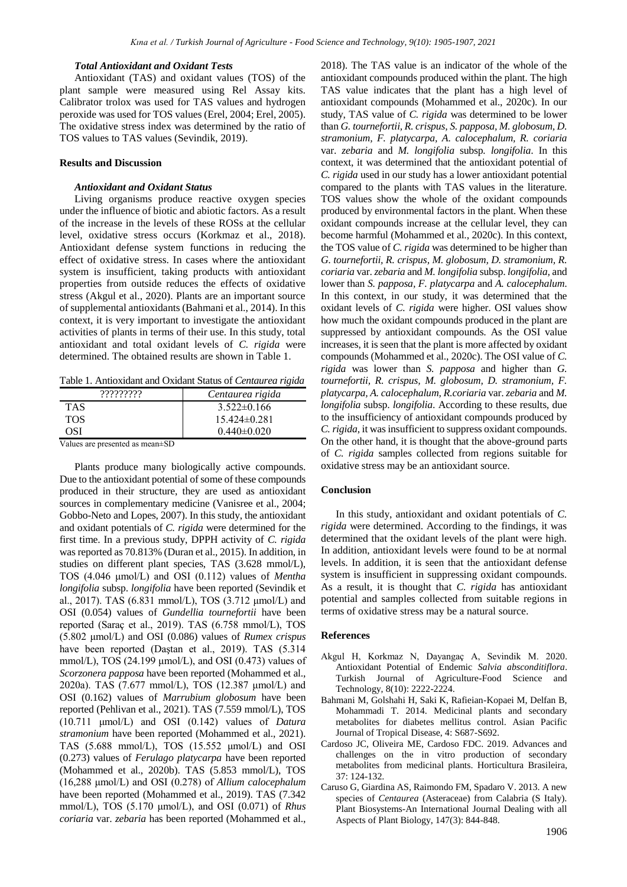### *Total Antioxidant and Oxidant Tests*

Antioxidant (TAS) and oxidant values (TOS) of the plant sample were measured using Rel Assay kits. Calibrator trolox was used for TAS values and hydrogen peroxide was used for TOS values (Erel, 2004; Erel, 2005). The oxidative stress index was determined by the ratio of TOS values to TAS values (Sevindik, 2019).

## Results and Discussion

### *Antioxidant and Oxidant Status*

Living organisms produce reactive oxygen species under the influence of biotic and abiotic factors. As a result of the increase in the levels of these ROSs at the cellular level, oxidative stress occurs (Korkmaz et al., 2018). Antioxidant defense system functions in reducing the effect of oxidative stress. In cases where the antioxidant system is insufficient, taking products with antioxidant properties from outside reduces the effects of oxidative stress (Akgul et al., 2020). Plants are an important source of supplemental antioxidants (Bahmani et al., 2014). In this context, it is very important to investigate the antioxidant activities of plants in terms of their use. In this study, total antioxidant and total oxidant levels of *C. rigida* were determined. The obtained results are shown in Table 1.

Table 1. Antioxidant and Oxidant Status of *Centaurea rigida*

| ????????? | *Centaurea rigida* |
|---|---|
| TAS | 3.522±0.166 |
| TOS | 15.424±0.281 |
| OSI | 0.440±0.020 |

Values are presented as mean±SD

Plants produce many biologically active compounds. Due to the antioxidant potential of some of these compounds produced in their structure, they are used as antioxidant sources in complementary medicine (Vanisree et al., 2004; Gobbo-Neto and Lopes, 2007). In this study, the antioxidant and oxidant potentials of *C. rigida* were determined for the first time. In a previous study, DPPH activity of *C. rigida* was reported as 70.813% (Duran et al., 2015). In addition, in studies on different plant species, TAS (3.628 mmol/L), TOS (4.046 μmol/L) and OSI (0.112) values of *Mentha longifolia* subsp. *longifolia* have been reported (Sevindik et al., 2017). TAS (6.831 mmol/L), TOS (3.712 μmol/L) and OSI (0.054) values of *Gundellia tournefortii* have been reported (Saraç et al., 2019). TAS (6.758 mmol/L), TOS (5.802 μmol/L) and OSI (0.086) values of *Rumex crispus* have been reported (Daştan et al., 2019). TAS (5.314 mmol/L), TOS (24.199 μmol/L), and OSI (0.473) values of *Scorzonera pappos*a have been reported (Mohammed et al., 2020a). TAS (7.677 mmol/L), TOS (12.387 μmol/L) and OSI (0.162) values of *Marrubium globosum* have been reported (Pehlivan et al., 2021). TAS (7.559 mmol/L), TOS (10.711 μmol/L) and OSI (0.142) values of *Datura stramonium* have been reported (Mohammed et al., 2021). TAS (5.688 mmol/L), TOS (15.552 μmol/L) and OSI (0.273) values of *Ferulago platycarpa* have been reported (Mohammed et al., 2020b). TAS (5.853 mmol/L), TOS (16,288 μmol/L) and OSI (0.278) of *Allium calocephalum* have been reported (Mohammed et al., 2019). TAS (7.342 mmol/L), TOS (5.170 μmol/L), and OSI (0.071) of *Rhus coriaria* var. *zebaria* has been reported (Mohammed et al., 2018). The TAS value is an indicator of the whole of the antioxidant compounds produced within the plant. The high TAS value indicates that the plant has a high level of antioxidant compounds (Mohammed et al., 2020c). In our study, TAS value of *C. rigida* was determined to be lower than *G. tournefortii*, *R. crispus*, *S. papposa*, *M. globosum*, *D. stramonium*, *F. platycarpa*, *A. calocephalum*, *R. coriaria* var. *zebaria* and *M. longifolia* subsp. *longifolia*. In this context, it was determined that the antioxidant potential of *C. rigida* used in our study has a lower antioxidant potential compared to the plants with TAS values in the literature. TOS values show the whole of the oxidant compounds produced by environmental factors in the plant. When these oxidant compounds increase at the cellular level, they can become harmful (Mohammed et al., 2020c). In this context, the TOS value of *C. rigida* was determined to be higher than *G. tournefortii*, *R. crispus*, *M. globosum*, *D. stramonium*, *R. coriaria* var. *zebaria* and *M. longifolia* subsp. *longifolia*, and lower than *S. papposa*, *F. platycarpa* and *A. calocephalum*. In this context, in our study, it was determined that the oxidant levels of *C. rigida* were higher. OSI values show how much the oxidant compounds produced in the plant are suppressed by antioxidant compounds. As the OSI value increases, it is seen that the plant is more affected by oxidant compounds (Mohammed et al., 2020c). The OSI value of *C. rigida* was lower than *S. papposa* and higher than *G. tournefortii*, *R. crispus*, *M. globosum*, *D. stramonium*, *F. platycarpa*, *A. calocephalum*, *R.coriaria* var. *zebaria* and *M. longifolia* subsp. *longifolia*. According to these results, due to the insufficiency of antioxidant compounds produced by *C. rigida*, it was insufficient to suppress oxidant compounds. On the other hand, it is thought that the above-ground parts of *C. rigida* samples collected from regions suitable for oxidative stress may be an antioxidant source.

## Conclusion

In this study, antioxidant and oxidant potentials of *C. rigida* were determined. According to the findings, it was determined that the oxidant levels of the plant were high. In addition, antioxidant levels were found to be at normal levels. In addition, it is seen that the antioxidant defense system is insufficient in suppressing oxidant compounds. As a result, it is thought that *C. rigida* has antioxidant potential and samples collected from suitable regions in terms of oxidative stress may be a natural source.

## References

Akgul H, Korkmaz N, Dayangaç A, Sevindik M. 2020. Antioxidant Potential of Endemic *Salvia absconditiflora*. Turkish Journal of Agriculture-Food Science and Technology, 8(10): 2222-2224.

Bahmani M, Golshahi H, Saki K, Rafieian-Kopaei M, Delfan B, Mohammadi T. 2014. Medicinal plants and secondary metabolites for diabetes mellitus control. Asian Pacific Journal of Tropical Disease, 4: S687-S692.

Cardoso JC, Oliveira ME, Cardoso FDC. 2019. Advances and challenges on the in vitro production of secondary metabolites from medicinal plants. Horticultura Brasileira, 37: 124-132.

Caruso G, Giardina AS, Raimondo FM, Spadaro V. 2013. A new species of *Centaurea* (Asteraceae) from Calabria (S Italy). Plant Biosystems-An International Journal Dealing with all Aspects of Plant Biology, 147(3): 844-848.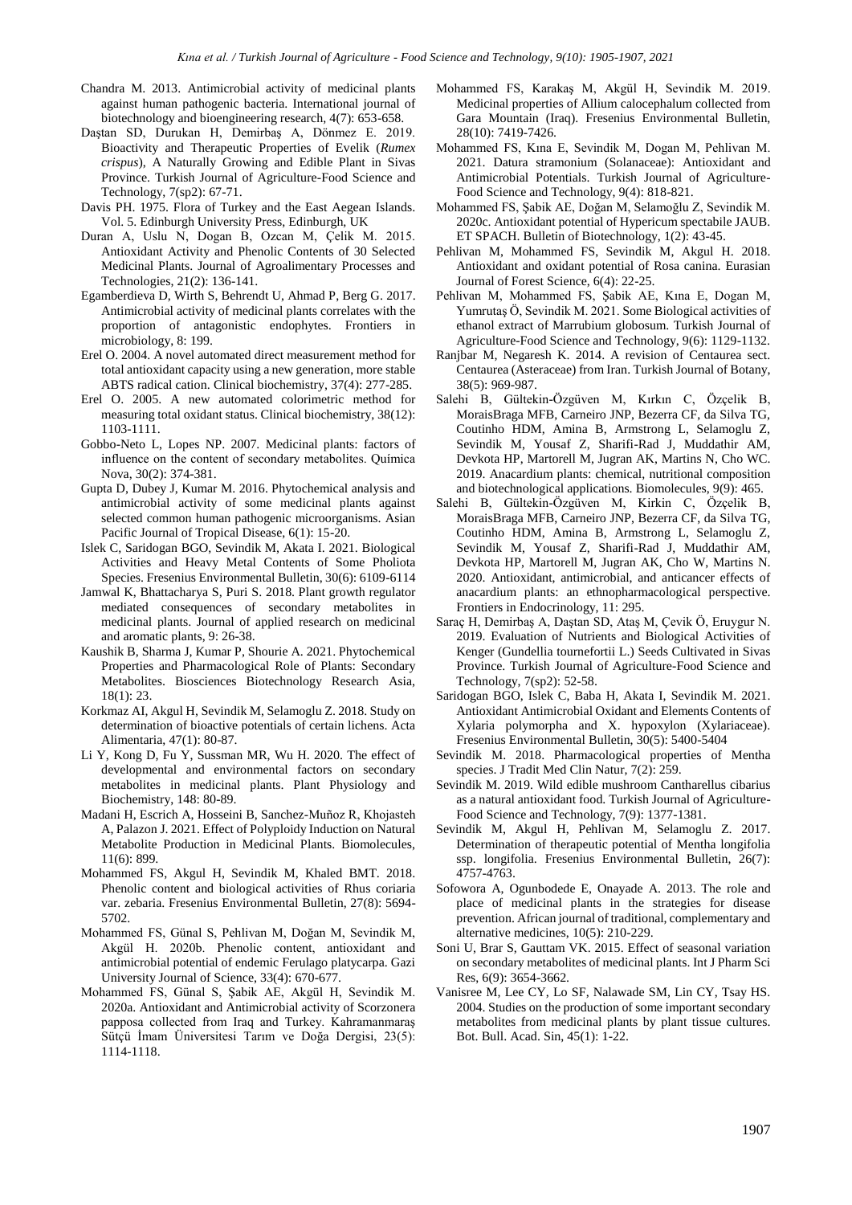Chandra M. 2013. Antimicrobial activity of medicinal plants against human pathogenic bacteria. International journal of biotechnology and bioengineering research, 4(7): 653-658.

Daştan SD, Durukan H, Demirbaş A, Dönmez E. 2019. Bioactivity and Therapeutic Properties of Evelik (*Rumex crispus*), A Naturally Growing and Edible Plant in Sivas Province. Turkish Journal of Agriculture-Food Science and Technology, 7(sp2): 67-71.

Davis PH. 1975. Flora of Turkey and the East Aegean Islands. Vol. 5. Edinburgh University Press, Edinburgh, UK

Duran A, Uslu N, Dogan B, Ozcan M, Çelik M. 2015. Antioxidant Activity and Phenolic Contents of 30 Selected Medicinal Plants. Journal of Agroalimentary Processes and Technologies, 21(2): 136-141.

Egamberdieva D, Wirth S, Behrendt U, Ahmad P, Berg G. 2017. Antimicrobial activity of medicinal plants correlates with the proportion of antagonistic endophytes. Frontiers in microbiology, 8: 199.

Erel O. 2004. A novel automated direct measurement method for total antioxidant capacity using a new generation, more stable ABTS radical cation. Clinical biochemistry, 37(4): 277-285.

Erel O. 2005. A new automated colorimetric method for measuring total oxidant status. Clinical biochemistry, 38(12): 1103-1111.

Gobbo-Neto L, Lopes NP. 2007. Medicinal plants: factors of influence on the content of secondary metabolites. Química Nova, 30(2): 374-381.

Gupta D, Dubey J, Kumar M. 2016. Phytochemical analysis and antimicrobial activity of some medicinal plants against selected common human pathogenic microorganisms. Asian Pacific Journal of Tropical Disease, 6(1): 15-20.

Islek C, Saridogan BGO, Sevindik M, Akata I. 2021. Biological Activities and Heavy Metal Contents of Some Pholiota Species. Fresenius Environmental Bulletin, 30(6): 6109-6114

Jamwal K, Bhattacharya S, Puri S. 2018. Plant growth regulator mediated consequences of secondary metabolites in medicinal plants. Journal of applied research on medicinal and aromatic plants, 9: 26-38.

Kaushik B, Sharma J, Kumar P, Shourie A. 2021. Phytochemical Properties and Pharmacological Role of Plants: Secondary Metabolites. Biosciences Biotechnology Research Asia, 18(1): 23.

Korkmaz AI, Akgul H, Sevindik M, Selamoglu Z. 2018. Study on determination of bioactive potentials of certain lichens. Acta Alimentaria, 47(1): 80-87.

Li Y, Kong D, Fu Y, Sussman MR, Wu H. 2020. The effect of developmental and environmental factors on secondary metabolites in medicinal plants. Plant Physiology and Biochemistry, 148: 80-89.

Madani H, Escrich A, Hosseini B, Sanchez-Muñoz R, Khojasteh A, Palazon J. 2021. Effect of Polyploidy Induction on Natural Metabolite Production in Medicinal Plants. Biomolecules, 11(6): 899.

Mohammed FS, Akgul H, Sevindik M, Khaled BMT. 2018. Phenolic content and biological activities of Rhus coriaria var. zebaria. Fresenius Environmental Bulletin, 27(8): 5694-5702.

Mohammed FS, Günal S, Pehlivan M, Doğan M, Sevindik M, Akgül H. 2020b. Phenolic content, antioxidant and antimicrobial potential of endemic Ferulago platycarpa. Gazi University Journal of Science, 33(4): 670-677.

Mohammed FS, Günal S, Şabik AE, Akgül H, Sevindik M. 2020a. Antioxidant and Antimicrobial activity of Scorzonera papposa collected from Iraq and Turkey. Kahramanmaraş Sütçü İmam Üniversitesi Tarım ve Doğa Dergisi, 23(5): 1114-1118.

Mohammed FS, Karakaş M, Akgül H, Sevindik M. 2019. Medicinal properties of Allium calocephalum collected from Gara Mountain (Iraq). Fresenius Environmental Bulletin, 28(10): 7419-7426.

Mohammed FS, Kına E, Sevindik M, Dogan M, Pehlivan M. 2021. Datura stramonium (Solanaceae): Antioxidant and Antimicrobial Potentials. Turkish Journal of Agriculture-Food Science and Technology, 9(4): 818-821.

Mohammed FS, Şabik AE, Doğan M, Selamoğlu Z, Sevindik M. 2020c. Antioxidant potential of Hypericum spectabile JAUB. ET SPACH. Bulletin of Biotechnology, 1(2): 43-45.

Pehlivan M, Mohammed FS, Sevindik M, Akgul H. 2018. Antioxidant and oxidant potential of Rosa canina. Eurasian Journal of Forest Science, 6(4): 22-25.

Pehlivan M, Mohammed FS, Şabik AE, Kına E, Dogan M, Yumrutaş Ö, Sevindik M. 2021. Some Biological activities of ethanol extract of Marrubium globosum. Turkish Journal of Agriculture-Food Science and Technology, 9(6): 1129-1132.

Ranjbar M, Negaresh K. 2014. A revision of Centaurea sect. Centaurea (Asteraceae) from Iran. Turkish Journal of Botany, 38(5): 969-987.

Salehi B, Gültekin-Özgüven M, Kırkın C, Özçelik B, MoraisBraga MFB, Carneiro JNP, Bezerra CF, da Silva TG, Coutinho HDM, Amina B, Armstrong L, Selamoglu Z, Sevindik M, Yousaf Z, Sharifi-Rad J, Muddathir AM, Devkota HP, Martorell M, Jugran AK, Martins N, Cho WC. 2019. Anacardium plants: chemical, nutritional composition and biotechnological applications. Biomolecules, 9(9): 465.

Salehi B, Gültekin-Özgüven M, Kirkin C, Özçelik B, MoraisBraga MFB, Carneiro JNP, Bezerra CF, da Silva TG, Coutinho HDM, Amina B, Armstrong L, Selamoglu Z, Sevindik M, Yousaf Z, Sharifi-Rad J, Muddathir AM, Devkota HP, Martorell M, Jugran AK, Cho WC, Martins N. 2020. Antioxidant, antimicrobial, and anticancer effects of anacardium plants: an ethnopharmacological perspective. Frontiers in Endocrinology, 11: 295.

Saraç H, Demirbaş A, Daştan SD, Ataş M, Çevik Ö, Eruygur N. 2019. Evaluation of Nutrients and Biological Activities of Kenger (Gundellia tournefortii L.) Seeds Cultivated in Sivas Province. Turkish Journal of Agriculture-Food Science and Technology, 7(sp2): 52-58.

Saridogan BGO, Islek C, Baba H, Akata I, Sevindik M. 2021. Antioxidant Antimicrobial Oxidant and Elements Contents of Xylaria polymorpha and X. hypoxylon (Xylariaceae). Fresenius Environmental Bulletin, 30(5): 5400-5404

Sevindik M. 2018. Pharmacological properties of Mentha species. J Tradit Med Clin Natur, 7(2): 259.

Sevindik M. 2019. Wild edible mushroom Cantharellus cibarius as a natural antioxidant food. Turkish Journal of Agriculture-Food Science and Technology, 7(9): 1377-1381.

Sevindik M, Akgul H, Pehlivan M, Selamoglu Z. 2017. Determination of therapeutic potential of Mentha longifolia ssp. longifolia. Fresenius Environmental Bulletin, 26(7): 4757-4763.

Sofowora A, Ogunbodede E, Onayade A. 2013. The role and place of medicinal plants in the strategies for disease prevention. African journal of traditional, complementary and alternative medicines, 10(5): 210-229.

Soni U, Brar S, Gauttam VK. 2015. Effect of seasonal variation on secondary metabolites of medicinal plants. Int J Pharm Sci Res, 6(9): 3654-3662.

Vanisree M, Lee CY, Lo SF, Nalawade SM, Lin CY, Tsay HS. 2004. Studies on the production of some important secondary metabolites from medicinal plants by plant tissue cultures. Bot. Bull. Acad. Sin, 45(1): 1-22.